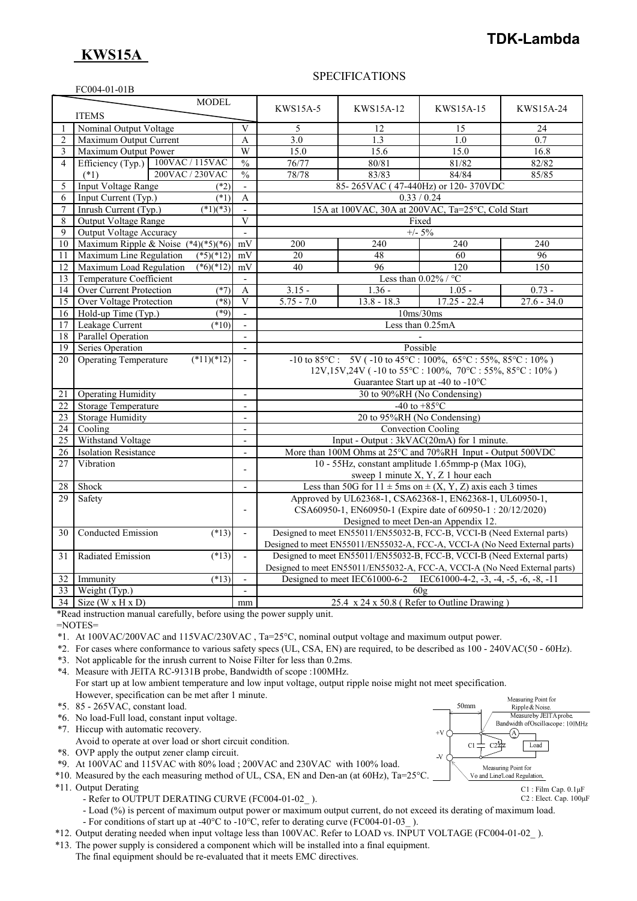# KWS15A

TDK-Lambda

## SPECIFICATIONS

FC004-01-01B

| | ITEMS / MODEL | | | KWS15A-5 | KWS15A-12 | KWS15A-15 | KWS15A-24 |
|---|---|---|---|---|---|---|---|
| 1 | Nominal Output Voltage | | V | 5 | 12 | 15 | 24 |
| 2 | Maximum Output Current | | A | 3.0 | 1.3 | 1.0 | 0.7 |
| 3 | Maximum Output Power | | W | 15.0 | 15.6 | 15.0 | 16.8 |
| 4 | Efficiency (Typ.) (*1) | 100VAC / 115VAC | % | 76/77 | 80/81 | 81/82 | 82/82 |
| | | 200VAC / 230VAC | % | 78/78 | 83/83 | 84/84 | 85/85 |
| 5 | Input Voltage Range | (*2) | - | 85- 265VAC ( 47-440Hz) or 120- 370VDC | | | |
| 6 | Input Current (Typ.) | (*1) | A | 0.33 / 0.24 | | | |
| 7 | Inrush Current (Typ.) | (*1)(*3) | - | 15A at 100VAC, 30A at 200VAC, Ta=25°C, Cold Start | | | |
| 8 | Output Voltage Range | | V | Fixed | | | |
| 9 | Output Voltage Accuracy | | - | +/- 5% | | | |
| 10 | Maximum Ripple & Noise | (*4)(*5)(*6) | mV | 200 | 240 | 240 | 240 |
| 11 | Maximum Line Regulation | (*5)(*12) | mV | 20 | 48 | 60 | 96 |
| 12 | Maximum Load Regulation | (*6)(*12) | mV | 40 | 96 | 120 | 150 |
| 13 | Temperature Coefficient | | - | Less than 0.02% / °C | | | |
| 14 | Over Current Protection | (*7) | A | 3.15 - | 1.36 - | 1.05 - | 0.73 - |
| 15 | Over Voltage Protection | (*8) | V | 5.75 - 7.0 | 13.8 - 18.3 | 17.25 - 22.4 | 27.6 - 34.0 |
| 16 | Hold-up Time (Typ.) | (*9) | - | 10ms/30ms | | | |
| 17 | Leakage Current | (*10) | - | Less than 0.25mA | | | |
| 18 | Parallel Operation | | - | - | | | |
| 19 | Series Operation | | - | Possible | | | |
| 20 | Operating Temperature | (*11)(*12) | - | -10 to 85°C : 5V ( -10 to 45°C : 100%, 65°C : 55%, 85°C : 10% ) 12V,15V,24V ( -10 to 55°C : 100%, 70°C : 55%, 85°C : 10% ) Guarantee Start up at -40 to -10°C | | | |
| 21 | Operating Humidity | | - | 30 to 90%RH (No Condensing) | | | |
| 22 | Storage Temperature | | - | -40 to +85°C | | | |
| 23 | Storage Humidity | | - | 20 to 95%RH (No Condensing) | | | |
| 24 | Cooling | | - | Convection Cooling | | | |
| 25 | Withstand Voltage | | - | Input - Output : 3kVAC(20mA) for 1 minute. | | | |
| 26 | Isolation Resistance | | - | More than 100M Ohms at 25°C and 70%RH Input - Output 500VDC | | | |
| 27 | Vibration | | - | 10 - 55Hz, constant amplitude 1.65mmp-p (Max 10G), sweep 1 minute X, Y, Z 1 hour each | | | |
| 28 | Shock | | - | Less than 50G for 11 ± 5ms on ± (X, Y, Z) axis each 3 times | | | |
| 29 | Safety | | - | Approved by UL62368-1, CSA62368-1, EN62368-1, UL60950-1, CSA60950-1, EN60950-1 (Expire date of 60950-1 : 20/12/2020) Designed to meet Den-an Appendix 12. | | | |
| 30 | Conducted Emission | (*13) | - | Designed to meet EN55011/EN55032-B, FCC-B, VCCI-B (Need External parts) Designed to meet EN55011/EN55032-A, FCC-A, VCCI-A (No Need External parts) | | | |
| 31 | Radiated Emission | (*13) | - | Designed to meet EN55011/EN55032-B, FCC-B, VCCI-B (Need External parts) Designed to meet EN55011/EN55032-A, FCC-A, VCCI-A (No Need External parts) | | | |
| 32 | Immunity | (*13) | - | Designed to meet IEC61000-6-2 IEC61000-4-2, -3, -4, -5, -6, -8, -11 | | | |
| 33 | Weight (Typ.) | | - | 60g | | | |
| 34 | Size (W x H x D) | | mm | 25.4 x 24 x 50.8 ( Refer to Outline Drawing ) | | | |

*Read instruction manual carefully, before using the power supply unit.

=NOTES=

*1. At 100VAC/200VAC and 115VAC/230VAC , Ta=25°C, nominal output voltage and maximum output power.

*2. For cases where conformance to various safety specs (UL, CSA, EN) are required, to be described as 100 - 240VAC(50 - 60Hz).

*3. Not applicable for the inrush current to Noise Filter for less than 0.2ms.

*4. Measure with JEITA RC-9131B probe, Bandwidth of scope :100MHz.
For start up at low ambient temperature and low input voltage, output ripple noise might not meet specification.
However, specification can be met after 1 minute.

*5. 85 - 265VAC, constant load.

*6. No load-Full load, constant input voltage.

*7. Hiccup with automatic recovery.
Avoid to operate at over load or short circuit condition.

*8. OVP apply the output zener clamp circuit.

*9. At 100VAC and 115VAC with 80% load ; 200VAC and 230VAC with 100% load.

*10. Measured by the each measuring method of UL, CSA, EN and Den-an (at 60Hz), Ta=25°C.

*11. Output Derating
- Refer to OUTPUT DERATING CURVE (FC004-01-02_ ).
- Load (%) is percent of maximum output power or maximum output current, do not exceed its derating of maximum load.
- For conditions of start up at -40°C to -10°C, refer to derating curve (FC004-01-03_ ).

*12. Output derating needed when input voltage less than 100VAC. Refer to LOAD vs. INPUT VOLTAGE (FC004-01-02_ ).

*13. The power supply is considered a component which will be installed into a final equipment.
The final equipment should be re-evaluated that it meets EMC directives.

Measuring Point for Ripple & Noise. Measure by JEITA probe. Bandwidth of Oscilloscope: 100MHz
50mm
+V, -V, C1, C2, A, Load
Measuring Point for Vo and Line/Load Regulation.
C1 : Film Cap. 0.1μF
C2 : Elect. Cap. 100μF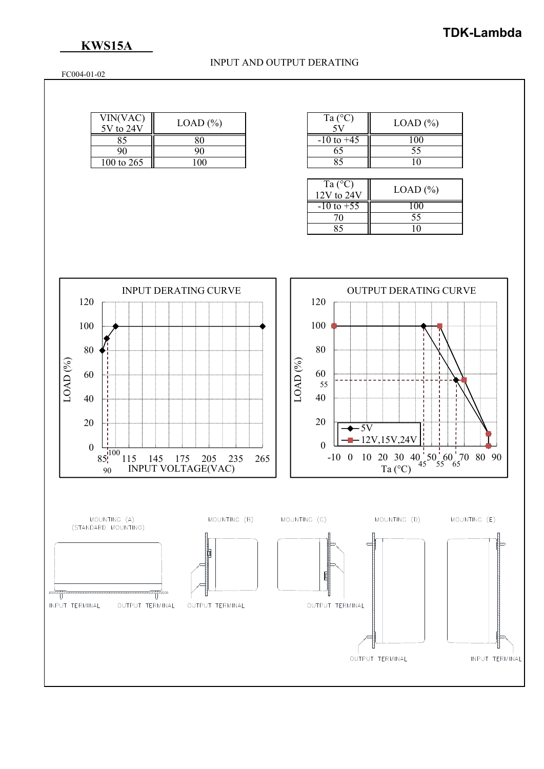# KWS15A

## INPUT AND OUTPUT DERATING

FC004-01-02

| VIN(VAC) 5V to 24V | LOAD (%) |
|---|---|
| 85 | 80 |
| 90 | 90 |
| 100 to 265 | 100 |

| Ta (°C) 5V | LOAD (%) |
|---|---|
| -10 to +45 | 100 |
| 65 | 55 |
| 85 | 10 |

| Ta (°C) 12V to 24V | LOAD (%) |
|---|---|
| -10 to +55 | 100 |
| 70 | 55 |
| 85 | 10 |

INPUT DERATING CURVE

OUTPUT DERATING CURVE

MOUNTING (A) (STANDARD MOUNTING)

MOUNTING (B)

MOUNTING (C)

MOUNTING (D)

MOUNTING (E)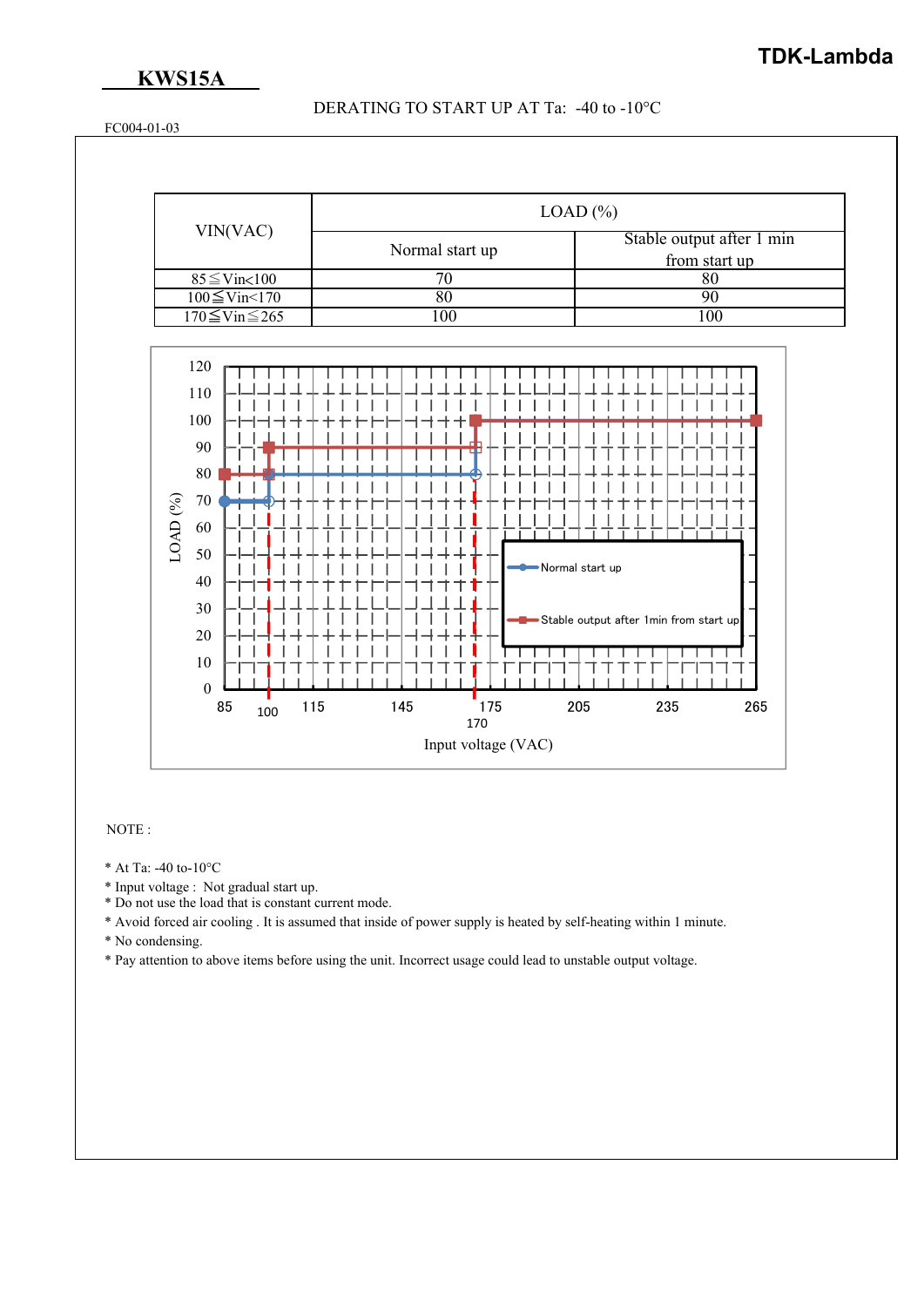**KWS15A**

DERATING TO START UP AT Ta: -40 to -10°C

FC004-01-03

| VIN(VAC) | LOAD (%) | |
|---|---|---|
| | Normal start up | Stable output after 1 min from start up |
| 85≦Vin<100 | 70 | 80 |
| 100≦Vin<170 | 80 | 90 |
| 170≦Vin≦265 | 100 | 100 |

LOAD (%)

120
110
100
90
80
70
60
50
40
30
20
10
0

85 100 115 145 170 175 205 235 265

Input voltage (VAC)

Normal start up

Stable output after 1min from start up

NOTE :

* At Ta: -40 to-10°C
* Input voltage : Not gradual start up.
* Do not use the load that is constant current mode.
* Avoid forced air cooling . It is assumed that inside of power supply is heated by self-heating within 1 minute.
* No condensing.
* Pay attention to above items before using the unit. Incorrect usage could lead to unstable output voltage.